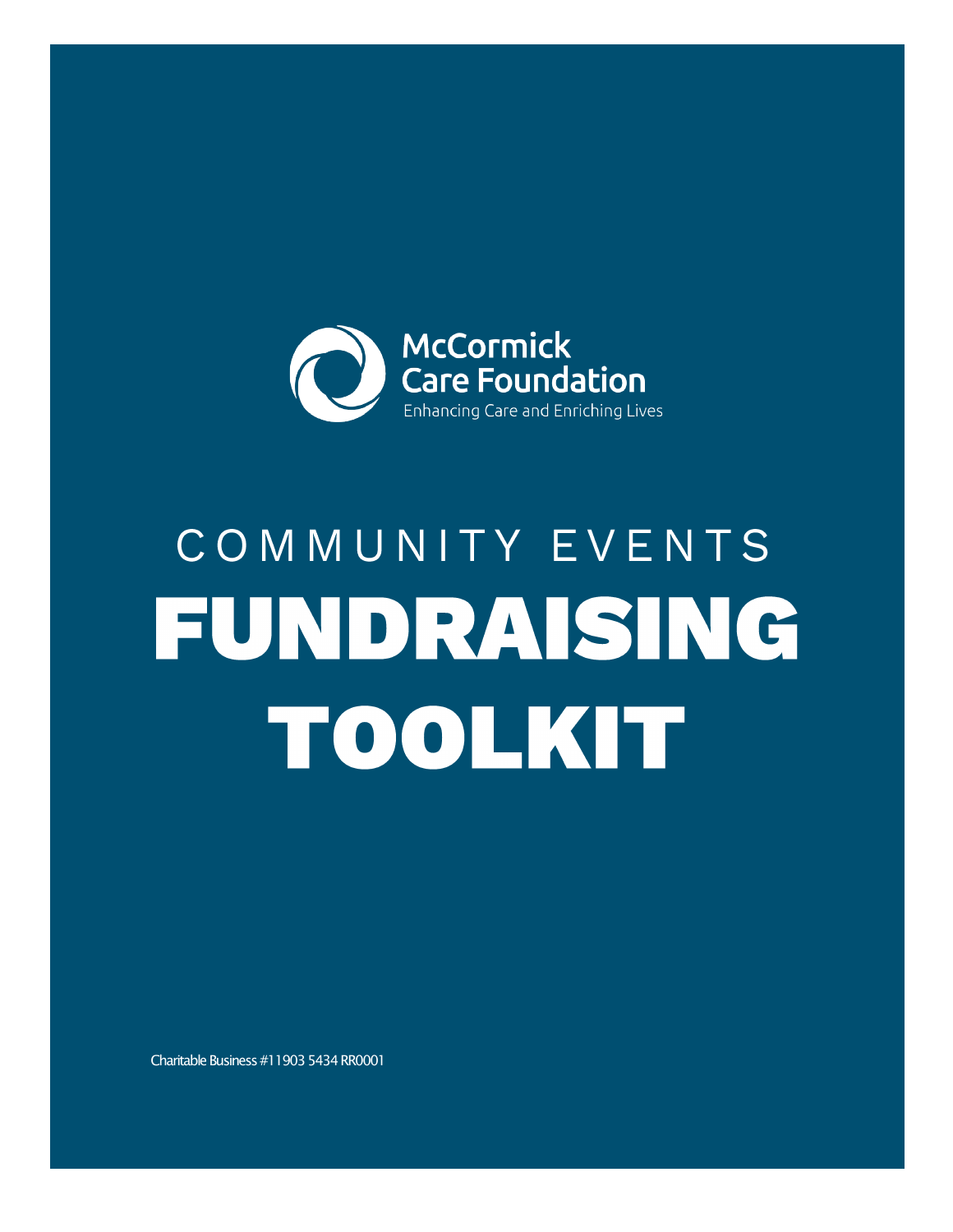McCormick Care Foundation

Enhancing Care and Enriching Lives

COMMUNITY EVENTS

# FUNDRAISING TOOLKIT

Charitable Business #11903 5434 RR0001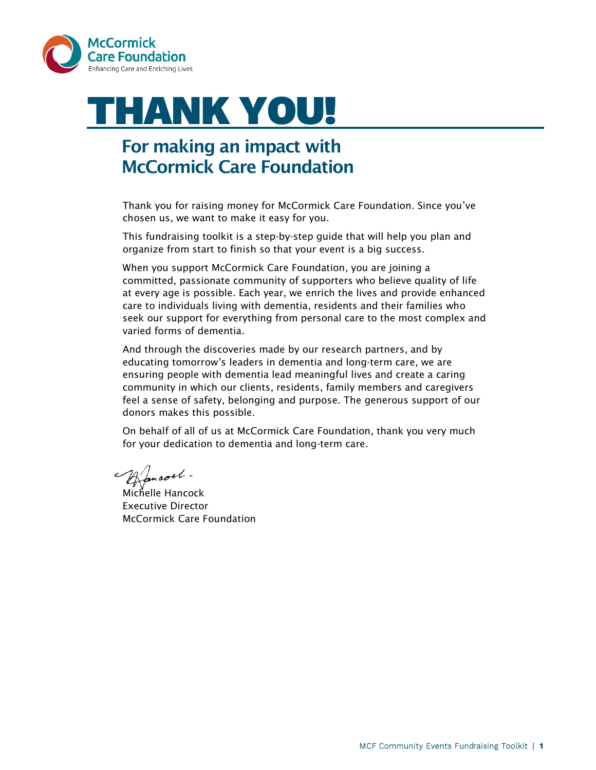McCormick Care Foundation
Enhancing Care and Enriching Lives

# THANK YOU!

## For making an impact with McCormick Care Foundation

Thank you for raising money for McCormick Care Foundation. Since you've chosen us, we want to make it easy for you.

This fundraising toolkit is a step-by-step guide that will help you plan and organize from start to finish so that your event is a big success.

When you support McCormick Care Foundation, you are joining a committed, passionate community of supporters who believe quality of life at every age is possible. Each year, we enrich the lives and provide enhanced care to individuals living with dementia, residents and their families who seek our support for everything from personal care to the most complex and varied forms of dementia.

And through the discoveries made by our research partners, and by educating tomorrow's leaders in dementia and long-term care, we are ensuring people with dementia lead meaningful lives and create a caring community in which our clients, residents, family members and caregivers feel a sense of safety, belonging and purpose. The generous support of our donors makes this possible.

On behalf of all of us at McCormick Care Foundation, thank you very much for your dedication to dementia and long-term care.

Michelle Hancock
Executive Director
McCormick Care Foundation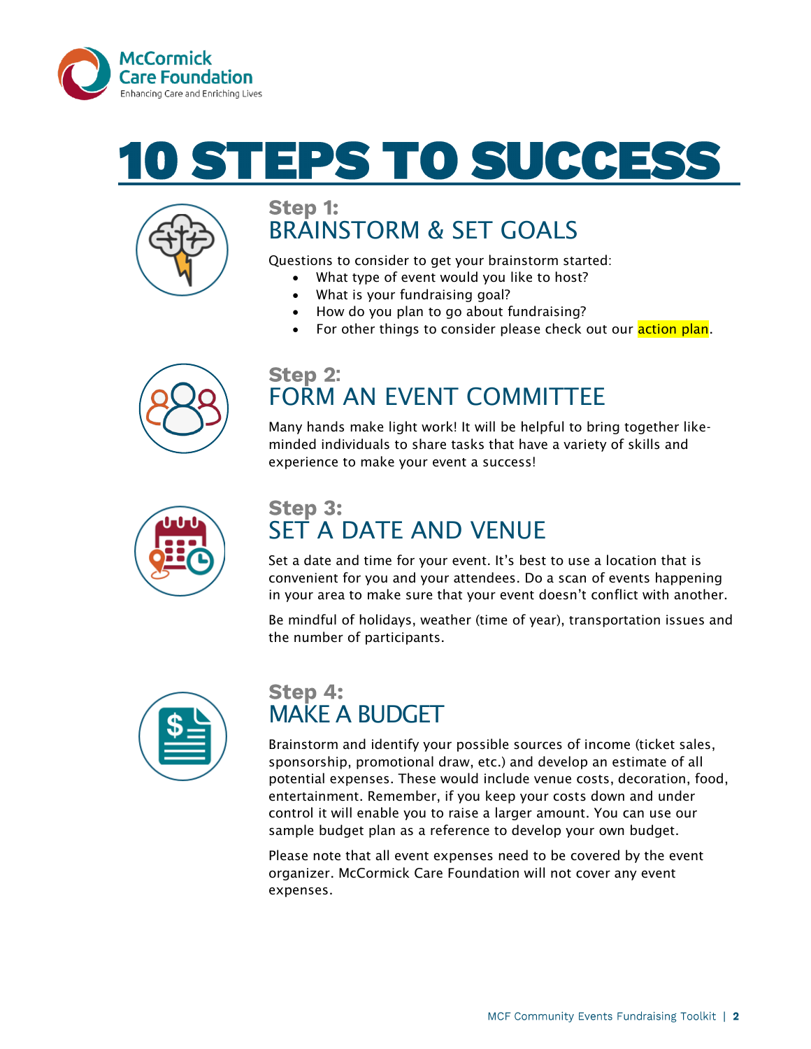# 10 STEPS TO SUCCESS

## Step 1:
## BRAINSTORM & SET GOALS

Questions to consider to get your brainstorm started:

- What type of event would you like to host?
- What is your fundraising goal?
- How do you plan to go about fundraising?
- For other things to consider please check out our action plan.

## Step 2:
## FORM AN EVENT COMMITTEE

Many hands make light work! It will be helpful to bring together like-minded individuals to share tasks that have a variety of skills and experience to make your event a success!

## Step 3:
## SET A DATE AND VENUE

Set a date and time for your event. It's best to use a location that is convenient for you and your attendees. Do a scan of events happening in your area to make sure that your event doesn't conflict with another.

Be mindful of holidays, weather (time of year), transportation issues and the number of participants.

## Step 4:
## MAKE A BUDGET

Brainstorm and identify your possible sources of income (ticket sales, sponsorship, promotional draw, etc.) and develop an estimate of all potential expenses. These would include venue costs, decoration, food, entertainment. Remember, if you keep your costs down and under control it will enable you to raise a larger amount. You can use our sample budget plan as a reference to develop your own budget.

Please note that all event expenses need to be covered by the event organizer. McCormick Care Foundation will not cover any event expenses.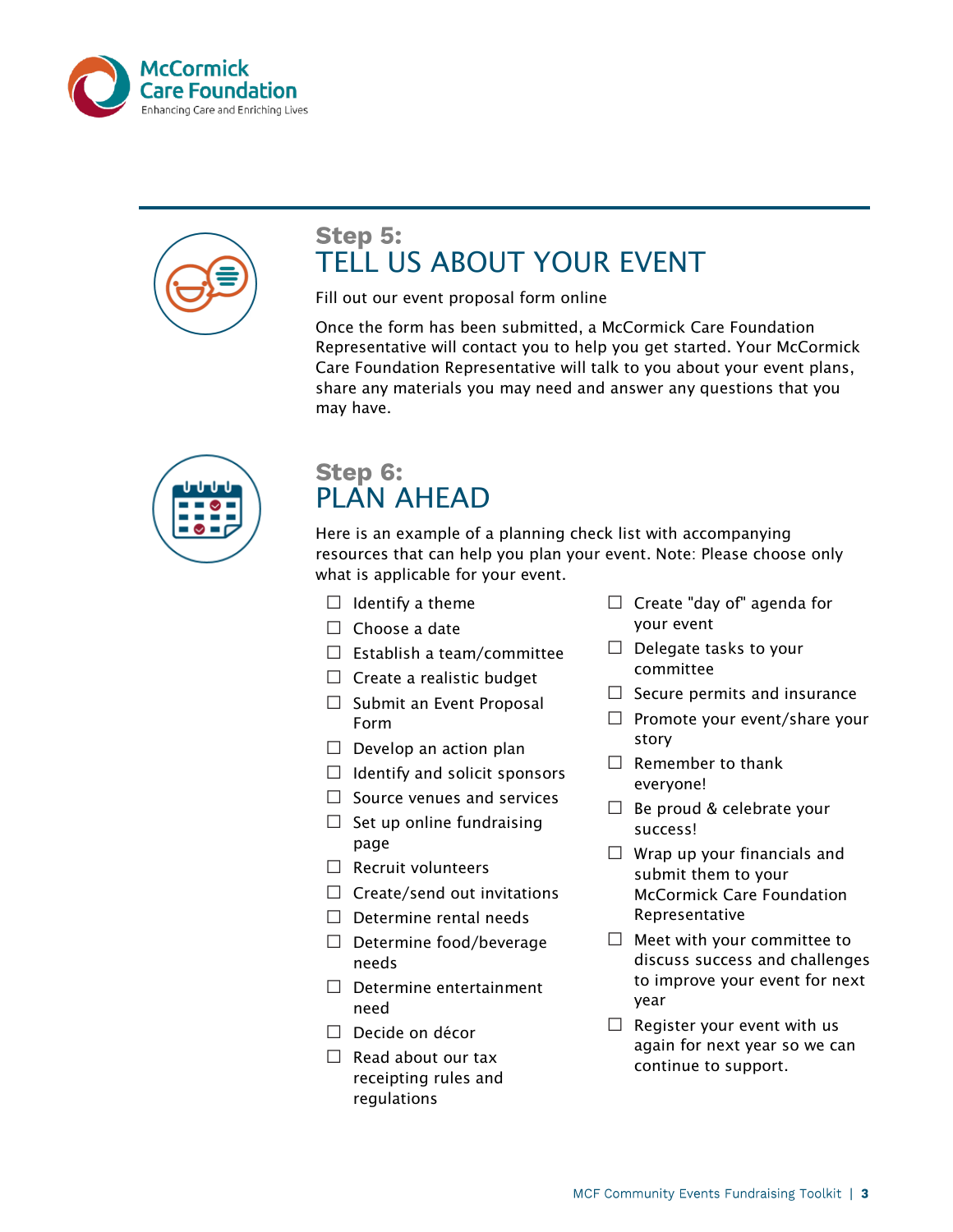## Step 5:
# TELL US ABOUT YOUR EVENT

Fill out our event proposal form online

Once the form has been submitted, a McCormick Care Foundation Representative will contact you to help you get started. Your McCormick Care Foundation Representative will talk to you about your event plans, share any materials you may need and answer any questions that you may have.

## Step 6:
# PLAN AHEAD

Here is an example of a planning check list with accompanying resources that can help you plan your event. Note: Please choose only what is applicable for your event.

- ☐ Identify a theme
- ☐ Choose a date
- ☐ Establish a team/committee
- ☐ Create a realistic budget
- ☐ Submit an Event Proposal Form
- ☐ Develop an action plan
- ☐ Identify and solicit sponsors
- ☐ Source venues and services
- ☐ Set up online fundraising page
- ☐ Recruit volunteers
- ☐ Create/send out invitations
- ☐ Determine rental needs
- ☐ Determine food/beverage needs
- ☐ Determine entertainment need
- ☐ Decide on décor
- ☐ Read about our tax receipting rules and regulations
- ☐ Create "day of" agenda for your event
- ☐ Delegate tasks to your committee
- ☐ Secure permits and insurance
- ☐ Promote your event/share your story
- ☐ Remember to thank everyone!
- ☐ Be proud & celebrate your success!
- ☐ Wrap up your financials and submit them to your McCormick Care Foundation Representative
- ☐ Meet with your committee to discuss success and challenges to improve your event for next year
- ☐ Register your event with us again for next year so we can continue to support.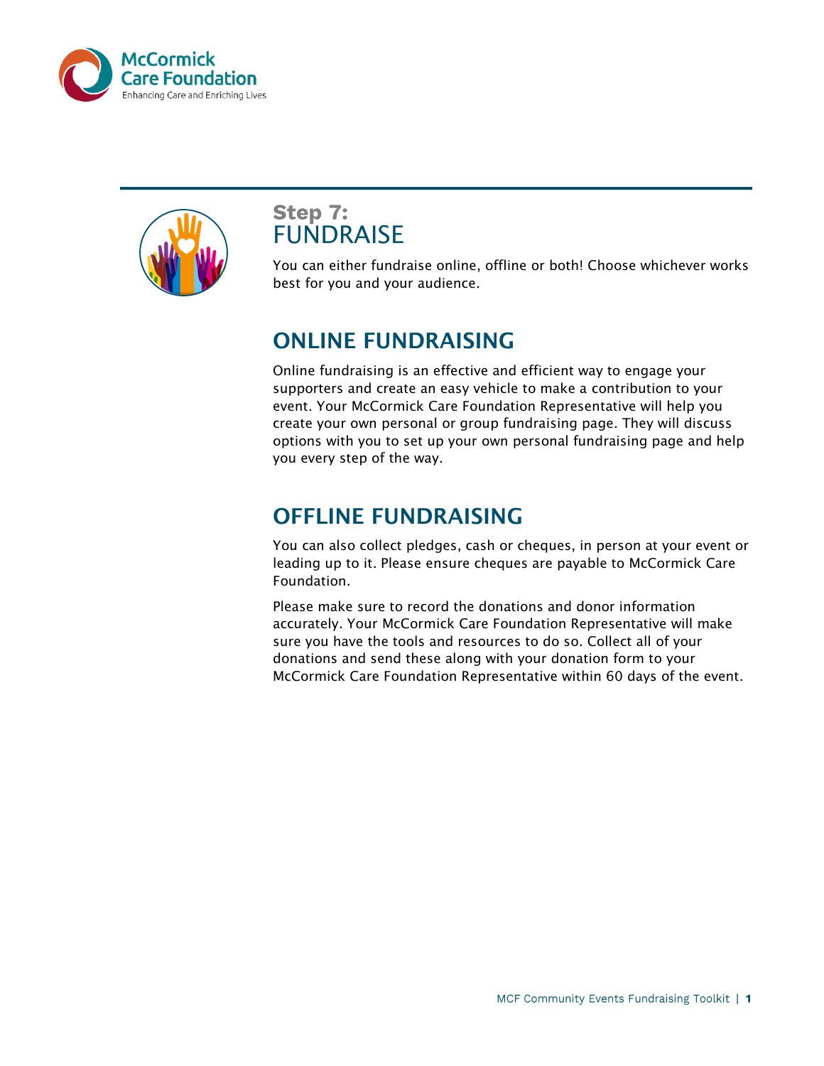## Step 7: FUNDRAISE

You can either fundraise online, offline or both! Choose whichever works best for you and your audience.

## ONLINE FUNDRAISING

Online fundraising is an effective and efficient way to engage your supporters and create an easy vehicle to make a contribution to your event. Your McCormick Care Foundation Representative will help you create your own personal or group fundraising page. They will discuss options with you to set up your own personal fundraising page and help you every step of the way.

## OFFLINE FUNDRAISING

You can also collect pledges, cash or cheques, in person at your event or leading up to it. Please ensure cheques are payable to McCormick Care Foundation.

Please make sure to record the donations and donor information accurately. Your McCormick Care Foundation Representative will make sure you have the tools and resources to do so. Collect all of your donations and send these along with your donation form to your McCormick Care Foundation Representative within 60 days of the event.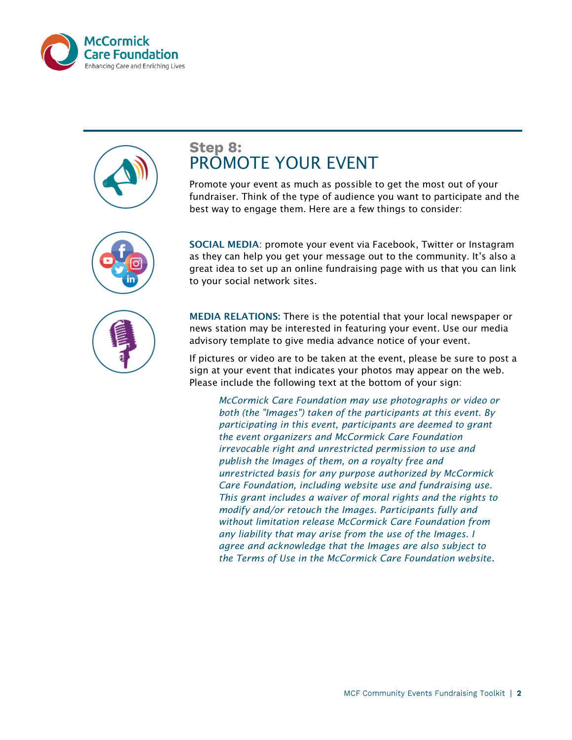## Step 8:
# PROMOTE YOUR EVENT

Promote your event as much as possible to get the most out of your fundraiser. Think of the type of audience you want to participate and the best way to engage them. Here are a few things to consider:

**SOCIAL MEDIA**: promote your event via Facebook, Twitter or Instagram as they can help you get your message out to the community. It's also a great idea to set up an online fundraising page with us that you can link to your social network sites.

**MEDIA RELATIONS:** There is the potential that your local newspaper or news station may be interested in featuring your event. Use our media advisory template to give media advance notice of your event.

If pictures or video are to be taken at the event, please be sure to post a sign at your event that indicates your photos may appear on the web. Please include the following text at the bottom of your sign:

> *McCormick Care Foundation may use photographs or video or both (the "Images") taken of the participants at this event. By participating in this event, participants are deemed to grant the event organizers and McCormick Care Foundation irrevocable right and unrestricted permission to use and publish the Images of them, on a royalty free and unrestricted basis for any purpose authorized by McCormick Care Foundation, including website use and fundraising use. This grant includes a waiver of moral rights and the rights to modify and/or retouch the Images. Participants fully and without limitation release McCormick Care Foundation from any liability that may arise from the use of the Images. I agree and acknowledge that the Images are also subject to the Terms of Use in the McCormick Care Foundation website*.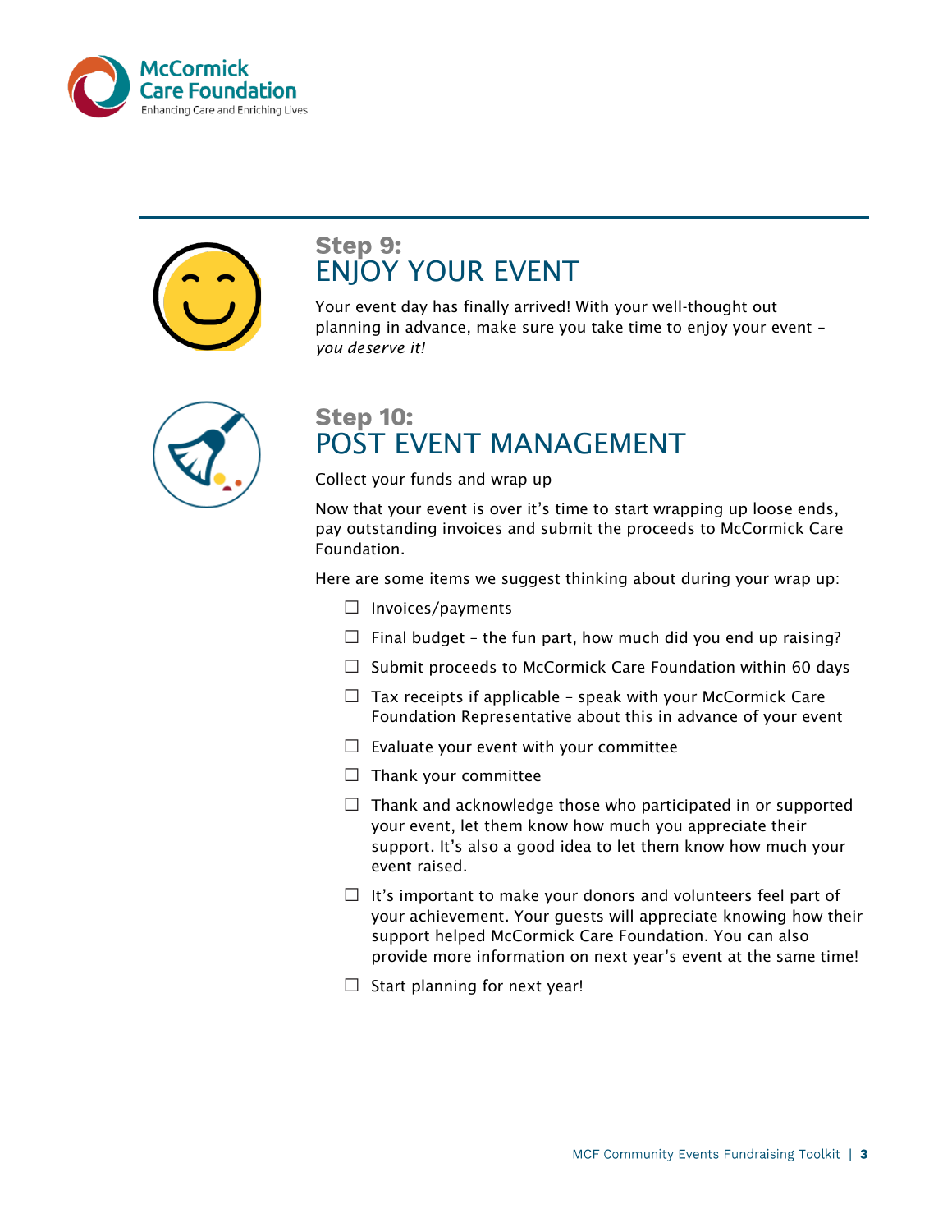## Step 9:
## ENJOY YOUR EVENT

Your event day has finally arrived! With your well-thought out planning in advance, make sure you take time to enjoy your event – *you deserve it!*

## Step 10:
## POST EVENT MANAGEMENT

Collect your funds and wrap up

Now that your event is over it's time to start wrapping up loose ends, pay outstanding invoices and submit the proceeds to McCormick Care Foundation.

Here are some items we suggest thinking about during your wrap up:

- ☐ Invoices/payments
- ☐ Final budget – the fun part, how much did you end up raising?
- ☐ Submit proceeds to McCormick Care Foundation within 60 days
- ☐ Tax receipts if applicable – speak with your McCormick Care Foundation Representative about this in advance of your event
- ☐ Evaluate your event with your committee
- ☐ Thank your committee
- ☐ Thank and acknowledge those who participated in or supported your event, let them know how much you appreciate their support. It's also a good idea to let them know how much your event raised.
- ☐ It's important to make your donors and volunteers feel part of your achievement. Your guests will appreciate knowing how their support helped McCormick Care Foundation. You can also provide more information on next year's event at the same time!
- ☐ Start planning for next year!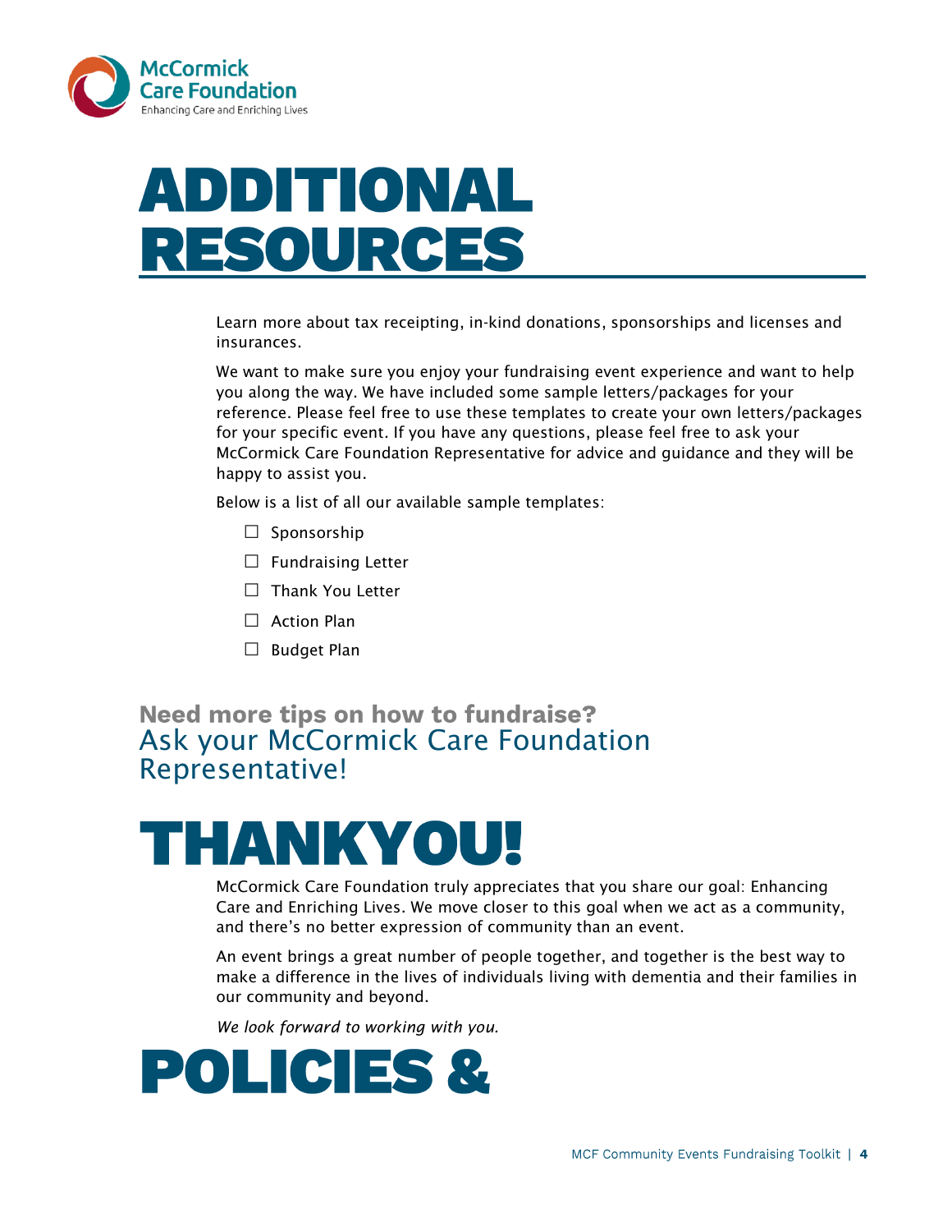# ADDITIONAL RESOURCES

Learn more about tax receipting, in-kind donations, sponsorships and licenses and insurances.

We want to make sure you enjoy your fundraising event experience and want to help you along the way. We have included some sample letters/packages for your reference. Please feel free to use these templates to create your own letters/packages for your specific event. If you have any questions, please feel free to ask your McCormick Care Foundation Representative for advice and guidance and they will be happy to assist you.

Below is a list of all our available sample templates:

- ☐ Sponsorship
- ☐ Fundraising Letter
- ☐ Thank You Letter
- ☐ Action Plan
- ☐ Budget Plan

## Need more tips on how to fundraise?

Ask your McCormick Care Foundation Representative!

# THANKYOU!

McCormick Care Foundation truly appreciates that you share our goal: Enhancing Care and Enriching Lives. We move closer to this goal when we act as a community, and there's no better expression of community than an event.

An event brings a great number of people together, and together is the best way to make a difference in the lives of individuals living with dementia and their families in our community and beyond.

*We look forward to working with you.*

# POLICIES &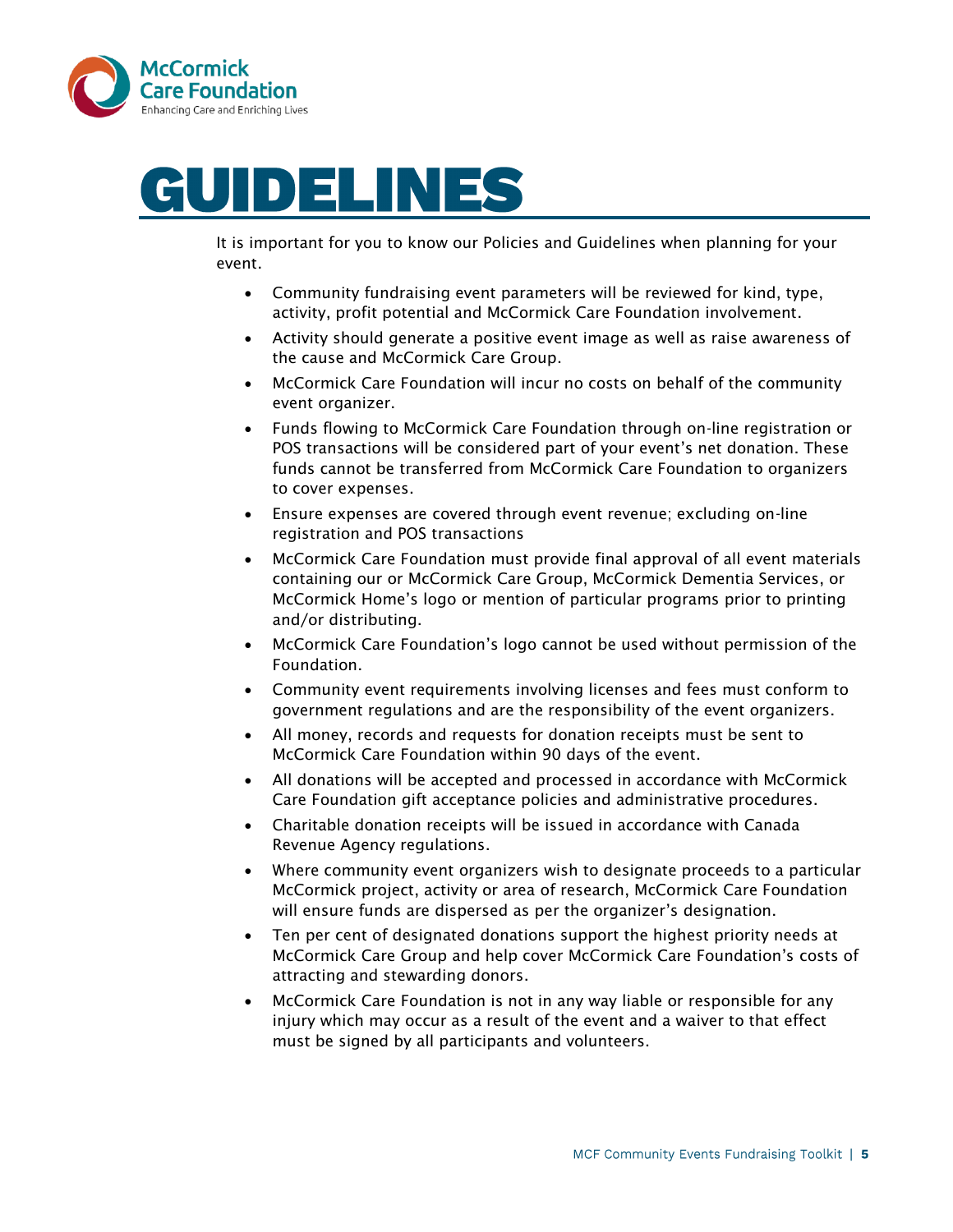# GUIDELINES

It is important for you to know our Policies and Guidelines when planning for your event.

- Community fundraising event parameters will be reviewed for kind, type, activity, profit potential and McCormick Care Foundation involvement.
- Activity should generate a positive event image as well as raise awareness of the cause and McCormick Care Group.
- McCormick Care Foundation will incur no costs on behalf of the community event organizer.
- Funds flowing to McCormick Care Foundation through on-line registration or POS transactions will be considered part of your event's net donation. These funds cannot be transferred from McCormick Care Foundation to organizers to cover expenses.
- Ensure expenses are covered through event revenue; excluding on-line registration and POS transactions
- McCormick Care Foundation must provide final approval of all event materials containing our or McCormick Care Group, McCormick Dementia Services, or McCormick Home's logo or mention of particular programs prior to printing and/or distributing.
- McCormick Care Foundation's logo cannot be used without permission of the Foundation.
- Community event requirements involving licenses and fees must conform to government regulations and are the responsibility of the event organizers.
- All money, records and requests for donation receipts must be sent to McCormick Care Foundation within 90 days of the event.
- All donations will be accepted and processed in accordance with McCormick Care Foundation gift acceptance policies and administrative procedures.
- Charitable donation receipts will be issued in accordance with Canada Revenue Agency regulations.
- Where community event organizers wish to designate proceeds to a particular McCormick project, activity or area of research, McCormick Care Foundation will ensure funds are dispersed as per the organizer's designation.
- Ten per cent of designated donations support the highest priority needs at McCormick Care Group and help cover McCormick Care Foundation's costs of attracting and stewarding donors.
- McCormick Care Foundation is not in any way liable or responsible for any injury which may occur as a result of the event and a waiver to that effect must be signed by all participants and volunteers.